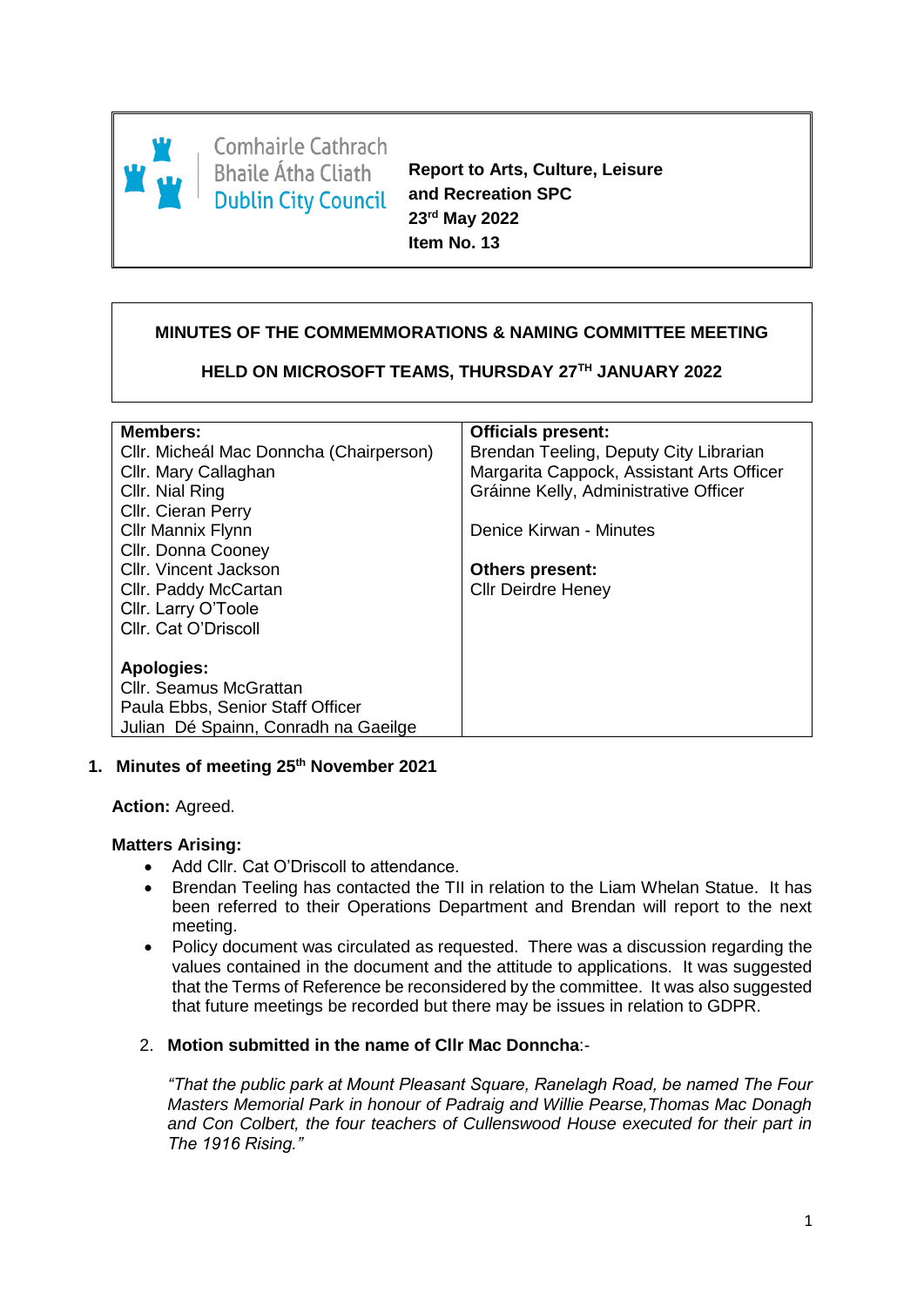Comhairle Cathrach Bhaile Átha Cliath
Dublin City Council

**Report to Arts, Culture, Leisure and Recreation SPC**
**23rd May 2022**
**Item No. 13**

## MINUTES OF THE COMMEMMORATIONS & NAMING COMMITTEE MEETING

## HELD ON MICROSOFT TEAMS, THURSDAY 27TH JANUARY 2022

| **Members:** | **Officials present:** |
|---|---|
| Cllr. Micheál Mac Donncha (Chairperson) | Brendan Teeling, Deputy City Librarian |
| Cllr. Mary Callaghan | Margarita Cappock, Assistant Arts Officer |
| Cllr. Nial Ring | Gráinne Kelly, Administrative Officer |
| Cllr. Cieran Perry | |
| Cllr Mannix Flynn | Denice Kirwan - Minutes |
| Cllr. Donna Cooney | |
| Cllr. Vincent Jackson | **Others present:** |
| Cllr. Paddy McCartan | Cllr Deirdre Heney |
| Cllr. Larry O'Toole | |
| Cllr. Cat O'Driscoll | |
| | |
| **Apologies:** | |
| Cllr. Seamus McGrattan | |
| Paula Ebbs, Senior Staff Officer | |
| Julian Dé Spainn, Conradh na Gaeilge | |

1. **Minutes of meeting 25th November 2021**

**Action:** Agreed.

**Matters Arising:**

- Add Cllr. Cat O'Driscoll to attendance.
- Brendan Teeling has contacted the TII in relation to the Liam Whelan Statue. It has been referred to their Operations Department and Brendan will report to the next meeting.
- Policy document was circulated as requested. There was a discussion regarding the values contained in the document and the attitude to applications. It was suggested that the Terms of Reference be reconsidered by the committee. It was also suggested that future meetings be recorded but there may be issues in relation to GDPR.

2. **Motion submitted in the name of Cllr Mac Donncha**:-

*"That the public park at Mount Pleasant Square, Ranelagh Road, be named The Four Masters Memorial Park in honour of Padraig and Willie Pearse,Thomas Mac Donagh and Con Colbert, the four teachers of Cullenswood House executed for their part in The 1916 Rising."*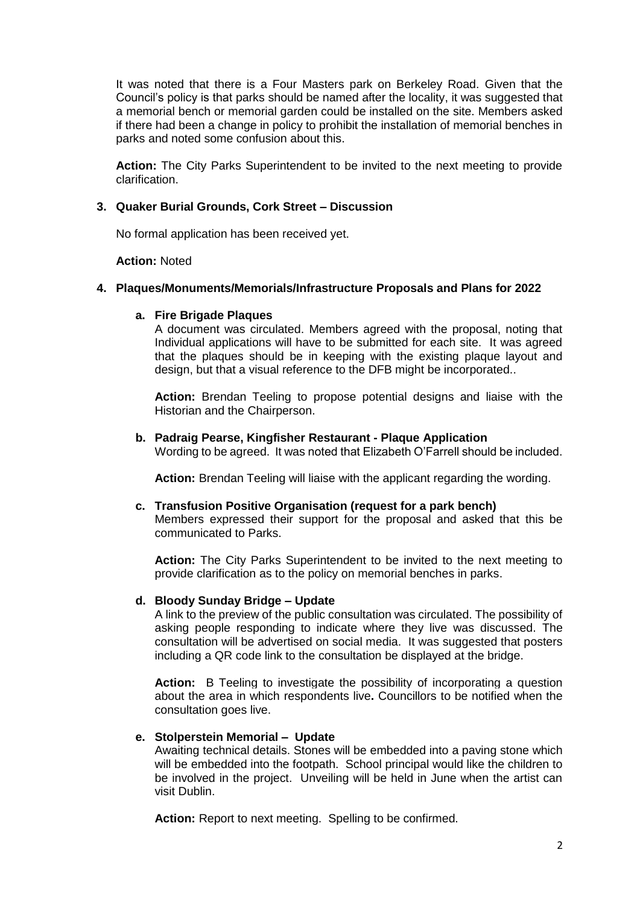It was noted that there is a Four Masters park on Berkeley Road. Given that the Council's policy is that parks should be named after the locality, it was suggested that a memorial bench or memorial garden could be installed on the site. Members asked if there had been a change in policy to prohibit the installation of memorial benches in parks and noted some confusion about this.

**Action:** The City Parks Superintendent to be invited to the next meeting to provide clarification.

## 3. Quaker Burial Grounds, Cork Street – Discussion

No formal application has been received yet.

**Action:** Noted

## 4. Plaques/Monuments/Memorials/Infrastructure Proposals and Plans for 2022

### a. Fire Brigade Plaques

A document was circulated. Members agreed with the proposal, noting that Individual applications will have to be submitted for each site. It was agreed that the plaques should be in keeping with the existing plaque layout and design, but that a visual reference to the DFB might be incorporated..

**Action:** Brendan Teeling to propose potential designs and liaise with the Historian and the Chairperson.

### b. Padraig Pearse, Kingfisher Restaurant - Plaque Application

Wording to be agreed. It was noted that Elizabeth O'Farrell should be included.

**Action:** Brendan Teeling will liaise with the applicant regarding the wording.

### c. Transfusion Positive Organisation (request for a park bench)

Members expressed their support for the proposal and asked that this be communicated to Parks.

**Action:** The City Parks Superintendent to be invited to the next meeting to provide clarification as to the policy on memorial benches in parks.

### d. Bloody Sunday Bridge – Update

A link to the preview of the public consultation was circulated. The possibility of asking people responding to indicate where they live was discussed. The consultation will be advertised on social media. It was suggested that posters including a QR code link to the consultation be displayed at the bridge.

**Action:** B Teeling to investigate the possibility of incorporating a question about the area in which respondents live**.** Councillors to be notified when the consultation goes live.

### e. Stolperstein Memorial – Update

Awaiting technical details. Stones will be embedded into a paving stone which will be embedded into the footpath. School principal would like the children to be involved in the project. Unveiling will be held in June when the artist can visit Dublin.

**Action:** Report to next meeting. Spelling to be confirmed.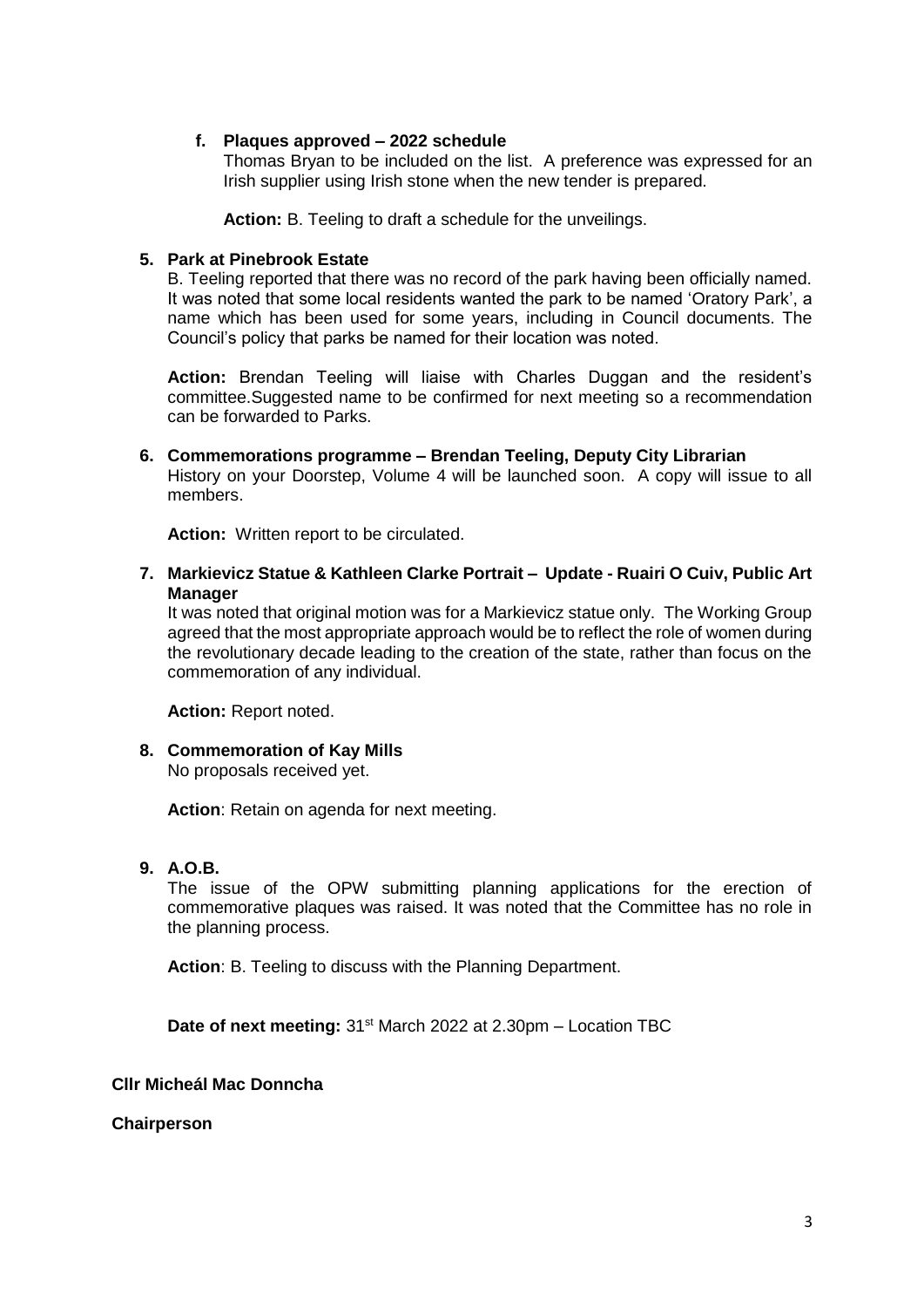**f. Plaques approved – 2022 schedule**

Thomas Bryan to be included on the list. A preference was expressed for an Irish supplier using Irish stone when the new tender is prepared.

**Action:** B. Teeling to draft a schedule for the unveilings.

**5. Park at Pinebrook Estate**

B. Teeling reported that there was no record of the park having been officially named. It was noted that some local residents wanted the park to be named 'Oratory Park', a name which has been used for some years, including in Council documents. The Council's policy that parks be named for their location was noted.

**Action:** Brendan Teeling will liaise with Charles Duggan and the resident's committee.Suggested name to be confirmed for next meeting so a recommendation can be forwarded to Parks.

**6. Commemorations programme – Brendan Teeling, Deputy City Librarian**

History on your Doorstep, Volume 4 will be launched soon. A copy will issue to all members.

**Action:** Written report to be circulated.

**7. Markievicz Statue & Kathleen Clarke Portrait – Update - Ruairi O Cuiv, Public Art Manager**

It was noted that original motion was for a Markievicz statue only. The Working Group agreed that the most appropriate approach would be to reflect the role of women during the revolutionary decade leading to the creation of the state, rather than focus on the commemoration of any individual.

**Action:** Report noted.

**8. Commemoration of Kay Mills**

No proposals received yet.

**Action**: Retain on agenda for next meeting.

**9. A.O.B.**

The issue of the OPW submitting planning applications for the erection of commemorative plaques was raised. It was noted that the Committee has no role in the planning process.

**Action**: B. Teeling to discuss with the Planning Department.

**Date of next meeting:** 31st March 2022 at 2.30pm – Location TBC

**Cllr Micheál Mac Donncha**

**Chairperson**